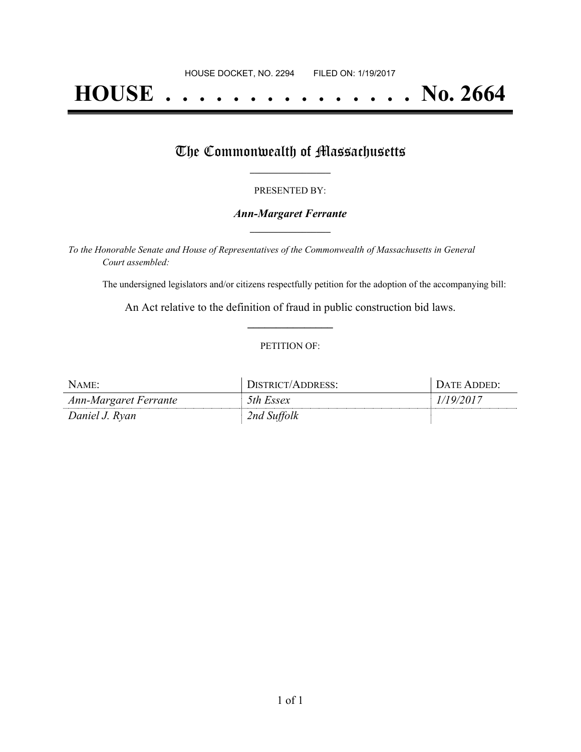HOUSE DOCKET, NO. 2294 FILED ON: 1/19/2017

# HOUSE . . . . . . . . . . . . . . . No. 2664

## The Commonwealth of Massachusetts

PRESENTED BY:

***Ann-Margaret Ferrante***

*To the Honorable Senate and House of Representatives of the Commonwealth of Massachusetts in General Court assembled:*

The undersigned legislators and/or citizens respectfully petition for the adoption of the accompanying bill:

An Act relative to the definition of fraud in public construction bid laws.

PETITION OF:

| NAME: | DISTRICT/ADDRESS: | DATE ADDED: |
| --- | --- | --- |
| *Ann-Margaret Ferrante* | *5th Essex* | *1/19/2017* |
| *Daniel J. Ryan* | *2nd Suffolk* | |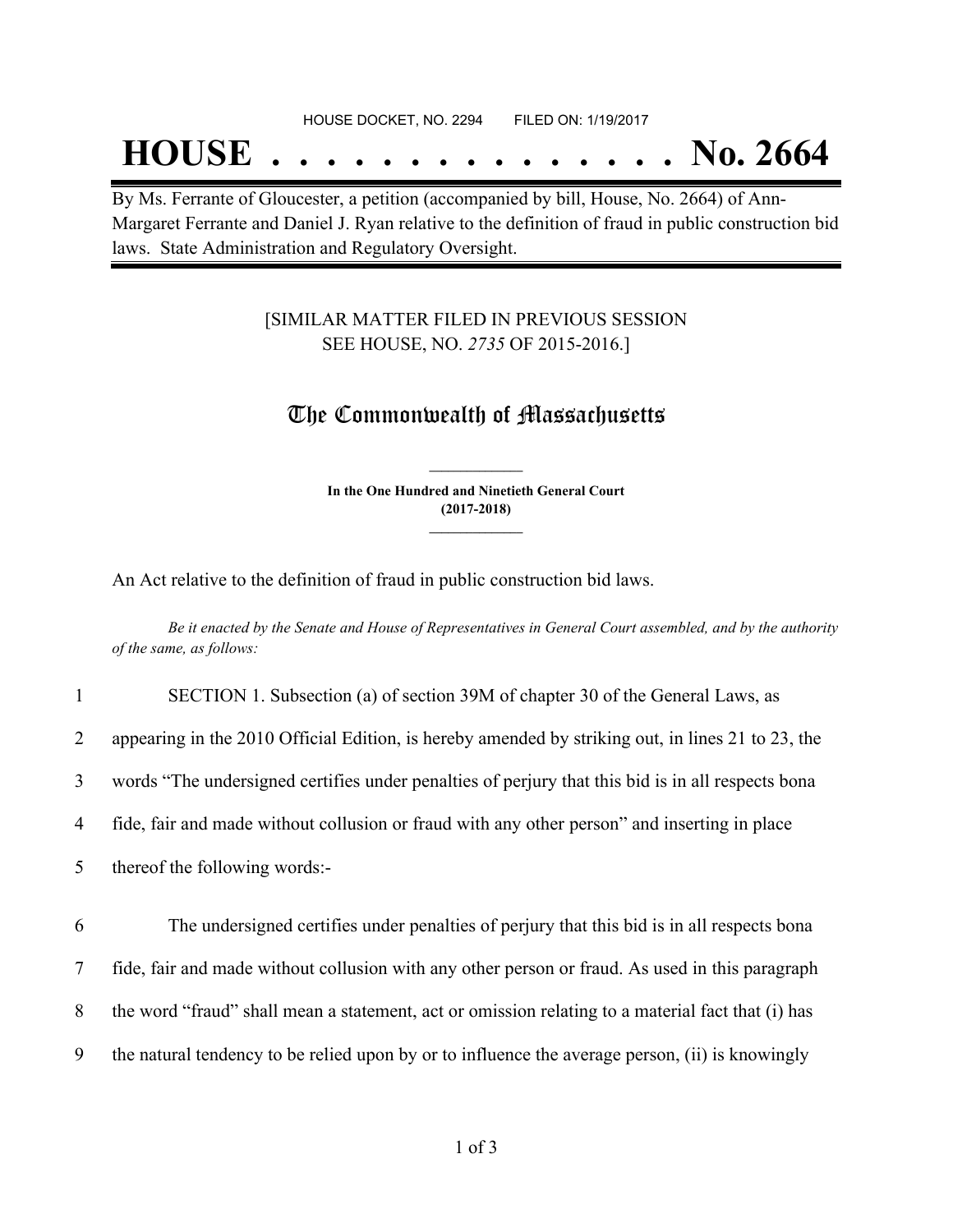HOUSE DOCKET, NO. 2294 FILED ON: 1/19/2017

# HOUSE . . . . . . . . . . . . . . . No. 2664

By Ms. Ferrante of Gloucester, a petition (accompanied by bill, House, No. 2664) of Ann-Margaret Ferrante and Daniel J. Ryan relative to the definition of fraud in public construction bid laws. State Administration and Regulatory Oversight.

[SIMILAR MATTER FILED IN PREVIOUS SESSION SEE HOUSE, NO. *2735* OF 2015-2016.]

## The Commonwealth of Massachusetts

**In the One Hundred and Ninetieth General Court (2017-2018)**

An Act relative to the definition of fraud in public construction bid laws.

*Be it enacted by the Senate and House of Representatives in General Court assembled, and by the authority of the same, as follows:*

1 SECTION 1. Subsection (a) of section 39M of chapter 30 of the General Laws, as
2 appearing in the 2010 Official Edition, is hereby amended by striking out, in lines 21 to 23, the
3 words "The undersigned certifies under penalties of perjury that this bid is in all respects bona
4 fide, fair and made without collusion or fraud with any other person" and inserting in place
5 thereof the following words:-

6 The undersigned certifies under penalties of perjury that this bid is in all respects bona
7 fide, fair and made without collusion with any other person or fraud. As used in this paragraph
8 the word "fraud" shall mean a statement, act or omission relating to a material fact that (i) has
9 the natural tendency to be relied upon by or to influence the average person, (ii) is knowingly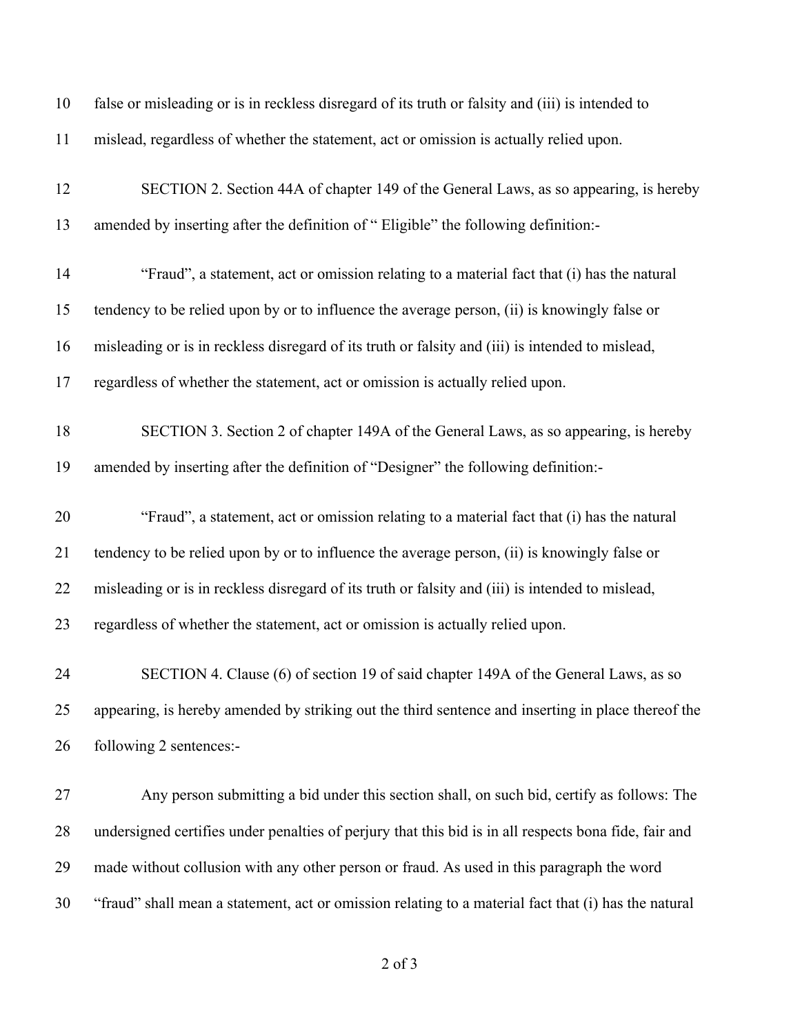false or misleading or is in reckless disregard of its truth or falsity and (iii) is intended to mislead, regardless of whether the statement, act or omission is actually relied upon.

SECTION 2. Section 44A of chapter 149 of the General Laws, as so appearing, is hereby amended by inserting after the definition of " Eligible" the following definition:-

"Fraud", a statement, act or omission relating to a material fact that (i) has the natural tendency to be relied upon by or to influence the average person, (ii) is knowingly false or misleading or is in reckless disregard of its truth or falsity and (iii) is intended to mislead, regardless of whether the statement, act or omission is actually relied upon.

SECTION 3. Section 2 of chapter 149A of the General Laws, as so appearing, is hereby amended by inserting after the definition of "Designer" the following definition:-

"Fraud", a statement, act or omission relating to a material fact that (i) has the natural tendency to be relied upon by or to influence the average person, (ii) is knowingly false or misleading or is in reckless disregard of its truth or falsity and (iii) is intended to mislead, regardless of whether the statement, act or omission is actually relied upon.

SECTION 4. Clause (6) of section 19 of said chapter 149A of the General Laws, as so appearing, is hereby amended by striking out the third sentence and inserting in place thereof the following 2 sentences:-

Any person submitting a bid under this section shall, on such bid, certify as follows: The undersigned certifies under penalties of perjury that this bid is in all respects bona fide, fair and made without collusion with any other person or fraud. As used in this paragraph the word "fraud" shall mean a statement, act or omission relating to a material fact that (i) has the natural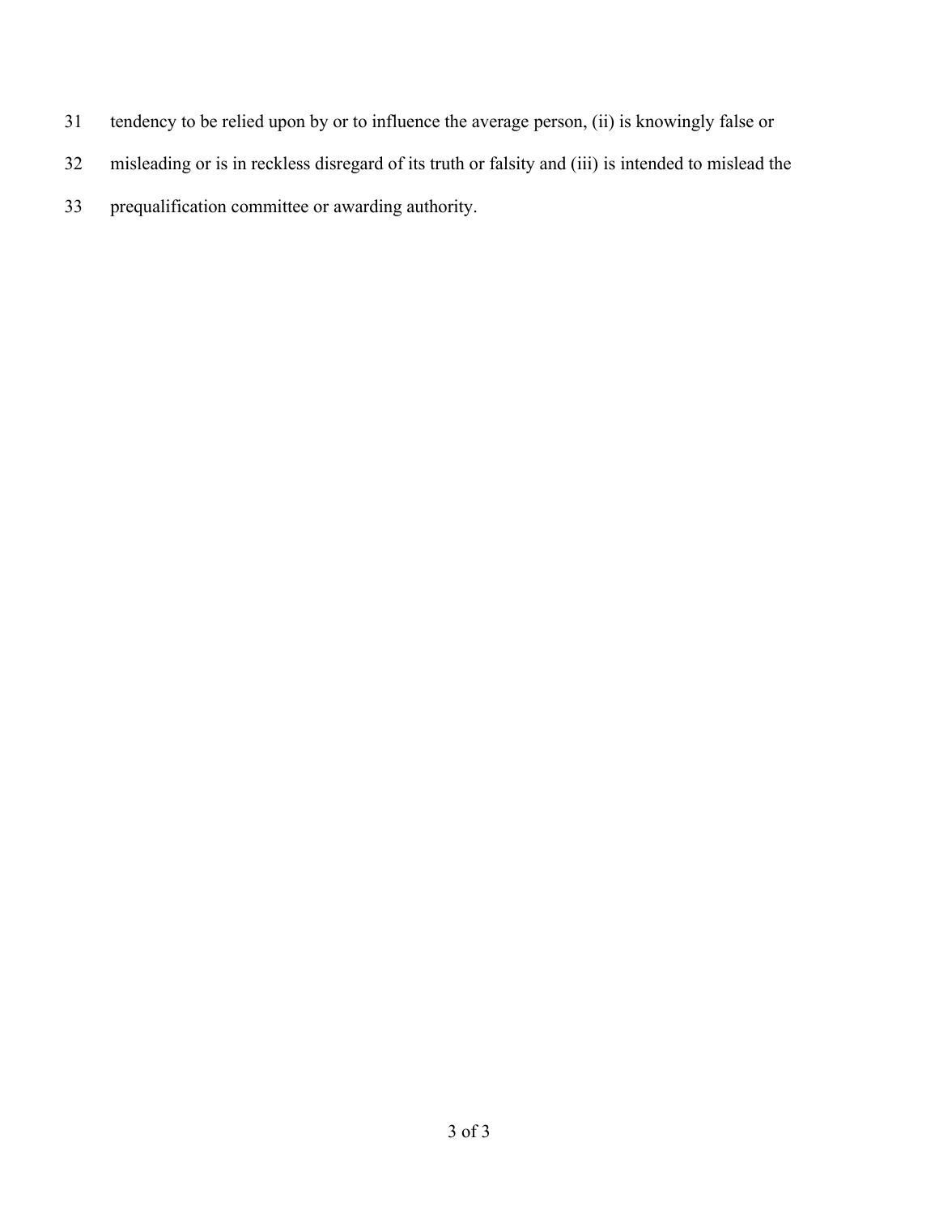tendency to be relied upon by or to influence the average person, (ii) is knowingly false or misleading or is in reckless disregard of its truth or falsity and (iii) is intended to mislead the prequalification committee or awarding authority.